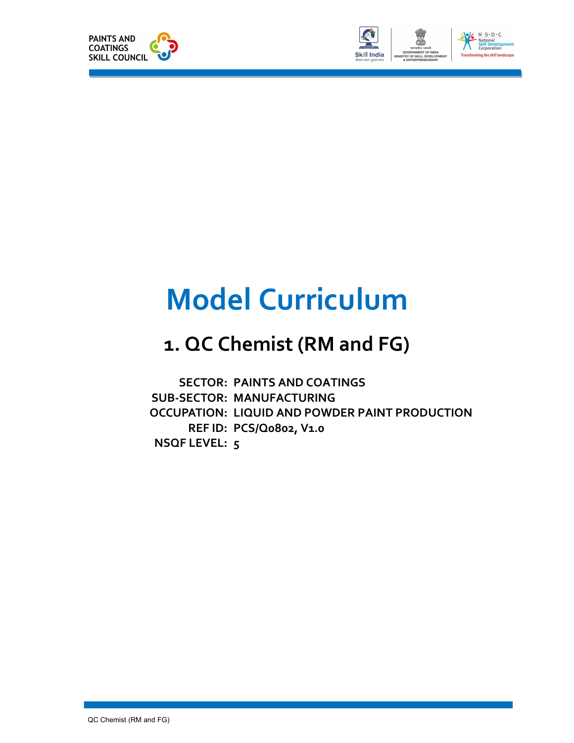PAINTS AND COATINGS SKILL COUNCIL

# Model Curriculum

## 1. QC Chemist (RM and FG)

**SECTOR:** PAINTS AND COATINGS
**SUB-SECTOR:** MANUFACTURING
**OCCUPATION:** LIQUID AND POWDER PAINT PRODUCTION
**REF ID:** PCS/Q0802, V1.0
**NSQF LEVEL:** 5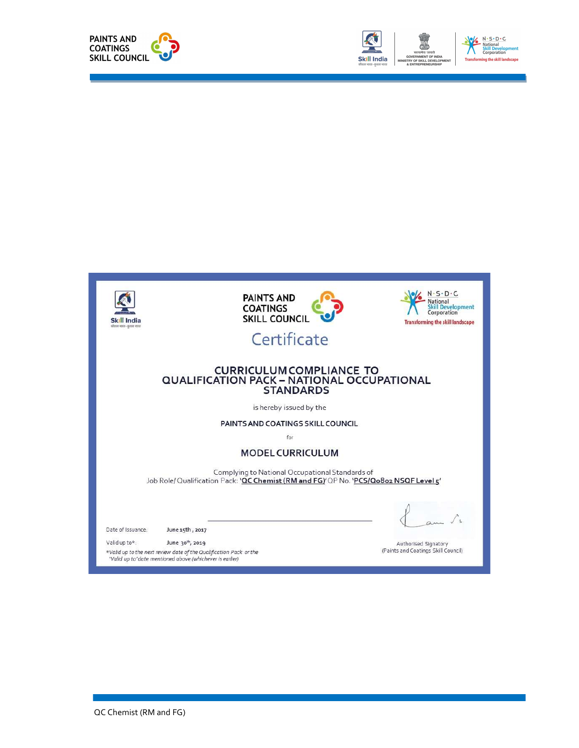PAINTS AND COATINGS SKILL COUNCIL

# Certificate

## CURRICULUM COMPLIANCE TO QUALIFICATION PACK – NATIONAL OCCUPATIONAL STANDARDS

is hereby issued by the

PAINTS AND COATINGS SKILL COUNCIL

for

### MODEL CURRICULUM

Complying to National Occupational Standards of
Job Role/ Qualification Pack: '**QC Chemist (RM and FG)**' QP No. '**PCS/Q0802 NSQF Level 5**'

Date of Issuance: June 15th , 2017

Valid up to*: June 30th, 2019

*Valid up to the next review date of the Qualification Pack or the 'Valid up to' date mentioned above (whichever is earlier)*

Authorised Signatory
(Paints and Coatings Skill Council)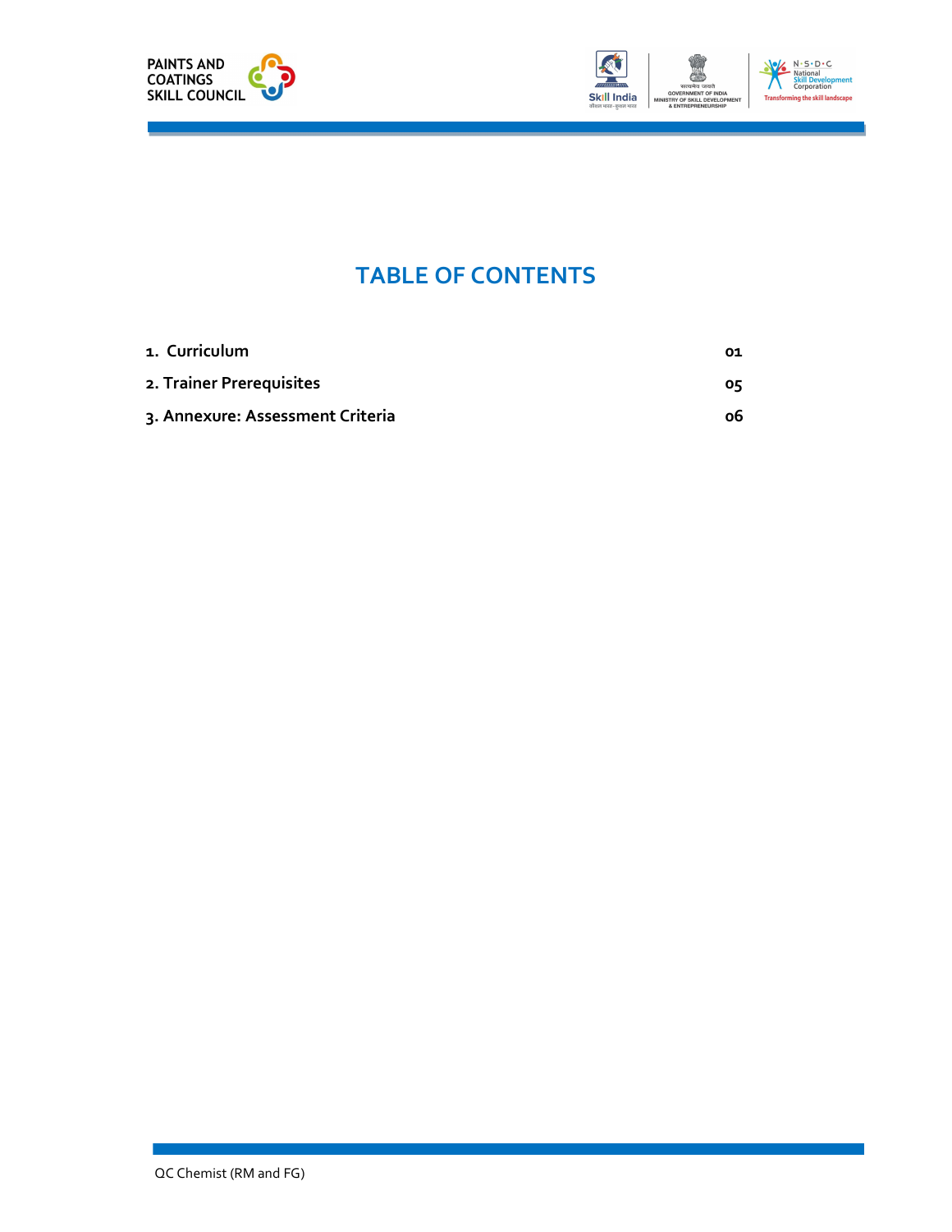# TABLE OF CONTENTS

| | |
|---|---|
| **1. Curriculum** | **01** |
| **2. Trainer Prerequisites** | **05** |
| **3. Annexure: Assessment Criteria** | **06** |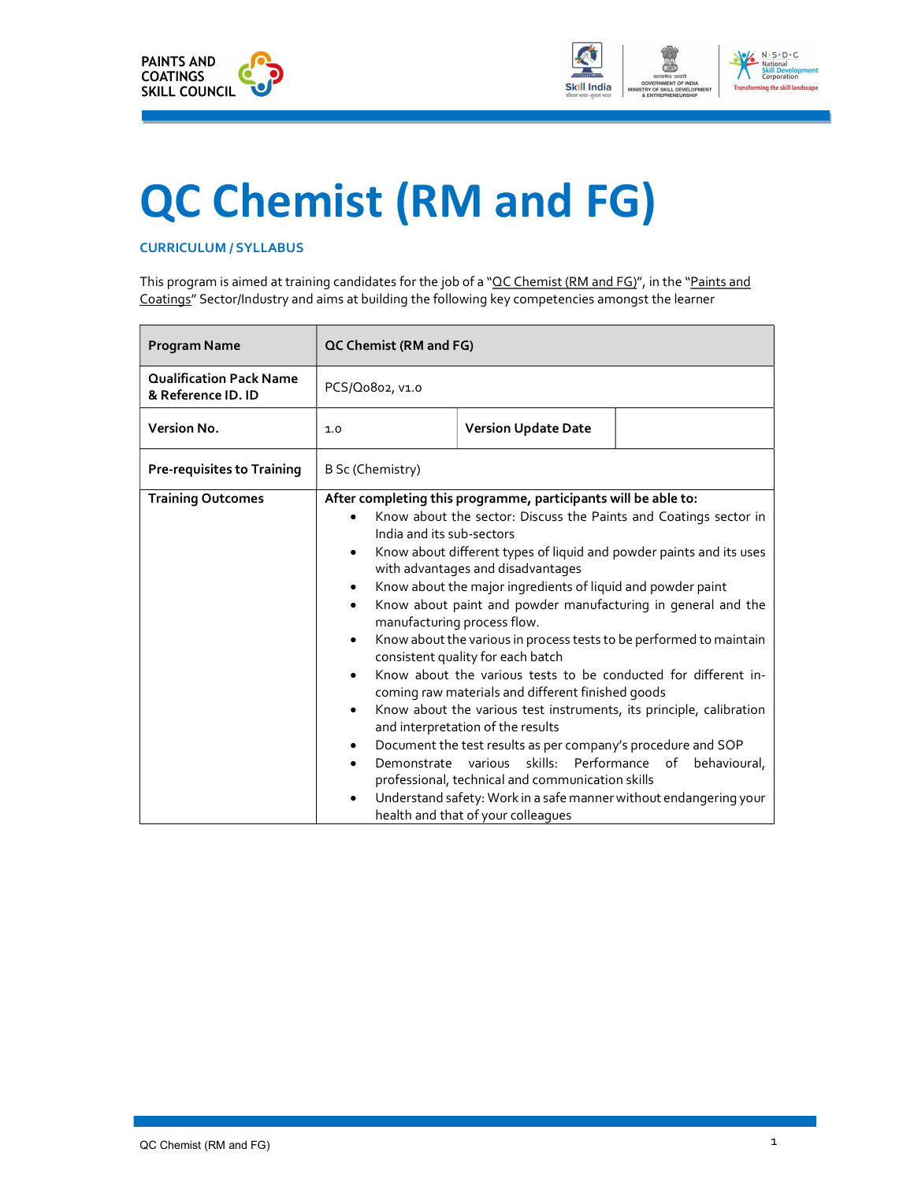# QC Chemist (RM and FG)

**CURRICULUM / SYLLABUS**

This program is aimed at training candidates for the job of a "QC Chemist (RM and FG)", in the "Paints and Coatings" Sector/Industry and aims at building the following key competencies amongst the learner

| Program Name | QC Chemist (RM and FG) | | |
|---|---|---|---|
| Qualification Pack Name & Reference ID. ID | PCS/Q0802, v1.0 | | |
| Version No. | 1.0 | Version Update Date | |
| Pre-requisites to Training | B Sc (Chemistry) | | |
| Training Outcomes | **After completing this programme, participants will be able to:**<br>• Know about the sector: Discuss the Paints and Coatings sector in India and its sub-sectors<br>• Know about different types of liquid and powder paints and its uses with advantages and disadvantages<br>• Know about the major ingredients of liquid and powder paint<br>• Know about paint and powder manufacturing in general and the manufacturing process flow.<br>• Know about the various in process tests to be performed to maintain consistent quality for each batch<br>• Know about the various tests to be conducted for different in-coming raw materials and different finished goods<br>• Know about the various test instruments, its principle, calibration and interpretation of the results<br>• Document the test results as per company's procedure and SOP<br>• Demonstrate various skills: Performance of behavioural, professional, technical and communication skills<br>• Understand safety: Work in a safe manner without endangering your health and that of your colleagues | | |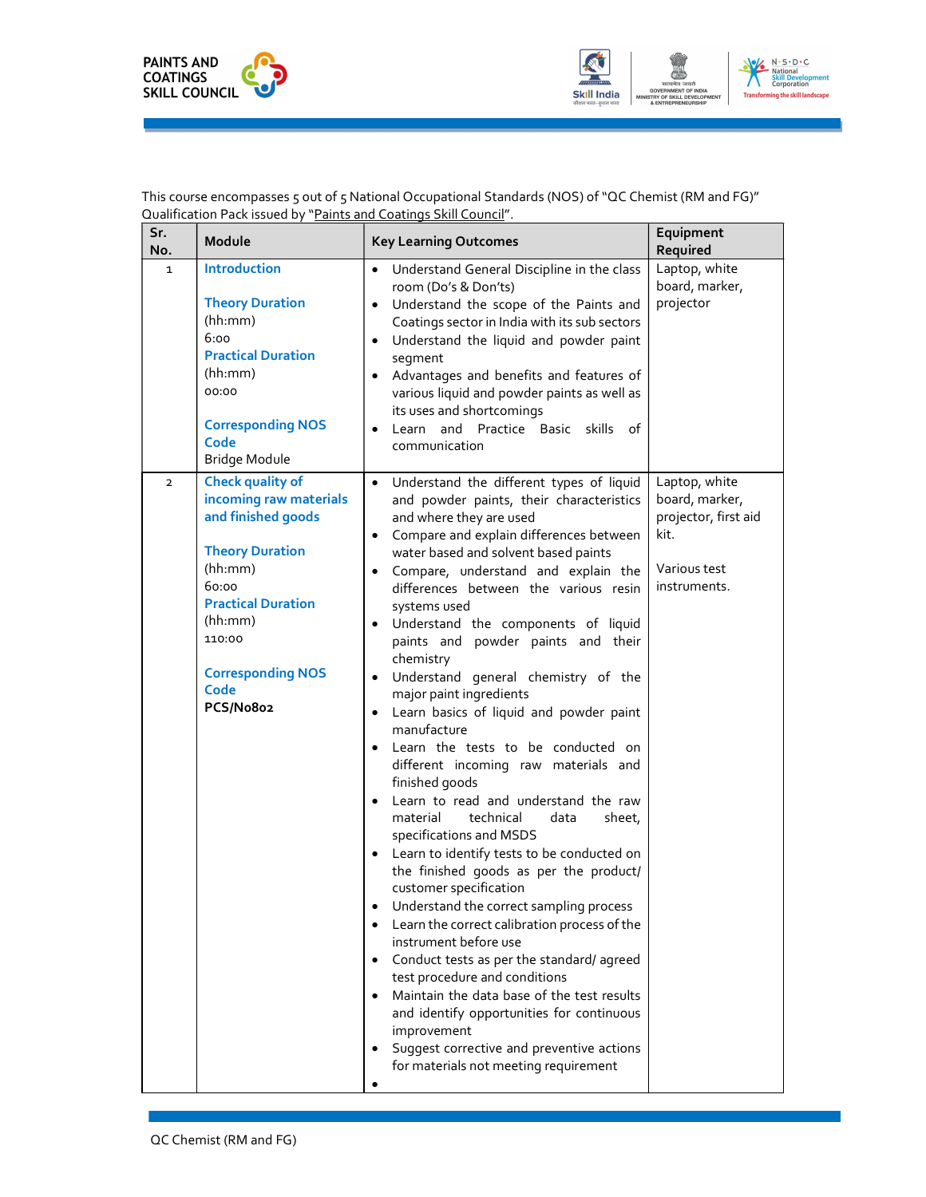This course encompasses 5 out of 5 National Occupational Standards (NOS) of "QC Chemist (RM and FG)" Qualification Pack issued by "Paints and Coatings Skill Council".

| Sr. No. | Module | Key Learning Outcomes | Equipment Required |
|---|---|---|---|
| 1 | **Introduction**<br><br>**Theory Duration** (hh:mm)<br>6:00<br>**Practical Duration** (hh:mm)<br>00:00<br><br>**Corresponding NOS Code**<br>Bridge Module | • Understand General Discipline in the class room (Do's & Don'ts)<br>• Understand the scope of the Paints and Coatings sector in India with its sub sectors<br>• Understand the liquid and powder paint segment<br>• Advantages and benefits and features of various liquid and powder paints as well as its uses and shortcomings<br>• Learn and Practice Basic skills of communication | Laptop, white board, marker, projector |
| 2 | **Check quality of incoming raw materials and finished goods**<br><br>**Theory Duration** (hh:mm)<br>60:00<br>**Practical Duration** (hh:mm)<br>110:00<br><br>**Corresponding NOS Code**<br>**PCS/N0802** | • Understand the different types of liquid and powder paints, their characteristics and where they are used<br>• Compare and explain differences between water based and solvent based paints<br>• Compare, understand and explain the differences between the various resin systems used<br>• Understand the components of liquid paints and powder paints and their chemistry<br>• Understand general chemistry of the major paint ingredients<br>• Learn basics of liquid and powder paint manufacture<br>• Learn the tests to be conducted on different incoming raw materials and finished goods<br>• Learn to read and understand the raw material technical data sheet, specifications and MSDS<br>• Learn to identify tests to be conducted on the finished goods as per the product/ customer specification<br>• Understand the correct sampling process<br>• Learn the correct calibration process of the instrument before use<br>• Conduct tests as per the standard/ agreed test procedure and conditions<br>• Maintain the data base of the test results and identify opportunities for continuous improvement<br>• Suggest corrective and preventive actions for materials not meeting requirement<br>• | Laptop, white board, marker, projector, first aid kit.<br><br>Various test instruments. |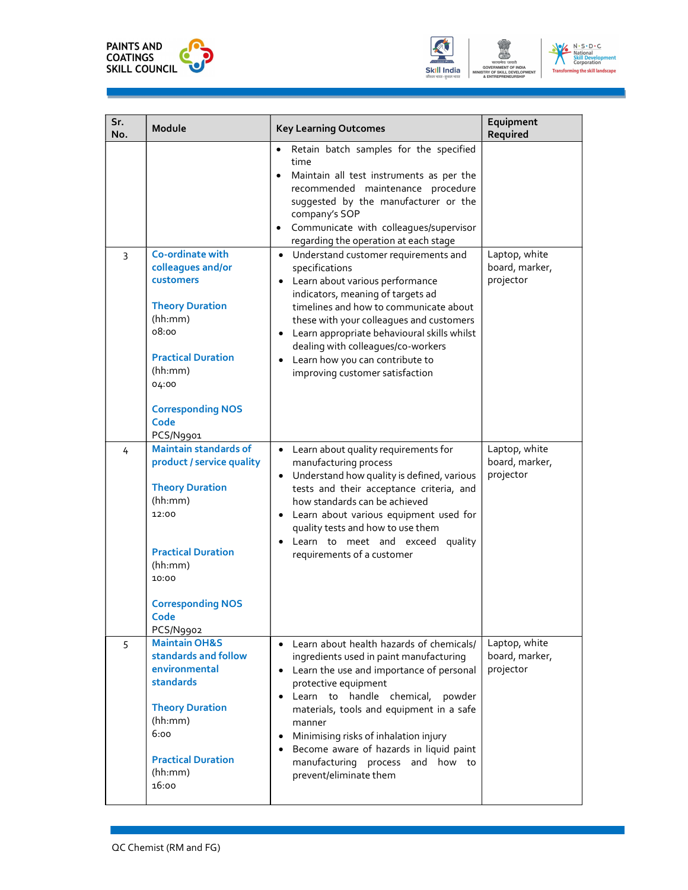| Sr. No. | Module | Key Learning Outcomes | Equipment Required |
|---|---|---|---|
| | | • Retain batch samples for the specified time<br>• Maintain all test instruments as per the recommended maintenance procedure suggested by the manufacturer or the company's SOP<br>• Communicate with colleagues/supervisor regarding the operation at each stage | |
| 3 | **Co-ordinate with colleagues and/or customers**<br><br>**Theory Duration** (hh:mm)<br>08:00<br><br>**Practical Duration** (hh:mm)<br>04:00<br><br>**Corresponding NOS Code**<br>PCS/N9901 | • Understand customer requirements and specifications<br>• Learn about various performance indicators, meaning of targets ad timelines and how to communicate about these with your colleagues and customers<br>• Learn appropriate behavioural skills whilst dealing with colleagues/co-workers<br>• Learn how you can contribute to improving customer satisfaction | Laptop, white board, marker, projector |
| 4 | **Maintain standards of product / service quality**<br><br>**Theory Duration** (hh:mm)<br>12:00<br><br>**Practical Duration** (hh:mm)<br>10:00<br><br>**Corresponding NOS Code**<br>PCS/N9902 | • Learn about quality requirements for manufacturing process<br>• Understand how quality is defined, various tests and their acceptance criteria, and how standards can be achieved<br>• Learn about various equipment used for quality tests and how to use them<br>• Learn to meet and exceed quality requirements of a customer | Laptop, white board, marker, projector |
| 5 | **Maintain OH&S standards and follow environmental standards**<br><br>**Theory Duration** (hh:mm)<br>6:00<br><br>**Practical Duration** (hh:mm)<br>16:00 | • Learn about health hazards of chemicals/ ingredients used in paint manufacturing<br>• Learn the use and importance of personal protective equipment<br>• Learn to handle chemical, powder materials, tools and equipment in a safe manner<br>• Minimising risks of inhalation injury<br>• Become aware of hazards in liquid paint manufacturing process and how to prevent/eliminate them | Laptop, white board, marker, projector |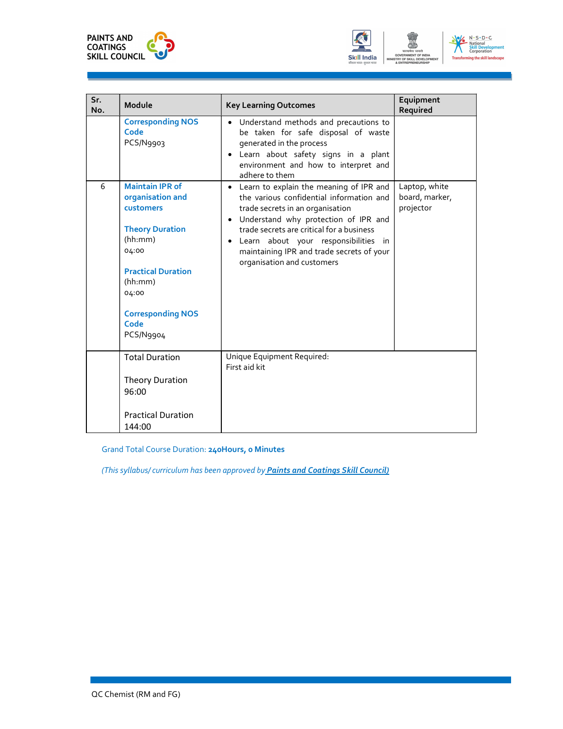| Sr. No. | Module | Key Learning Outcomes | Equipment Required |
|---|---|---|---|
| | **Corresponding NOS Code**<br>PCS/N9903 | • Understand methods and precautions to be taken for safe disposal of waste generated in the process<br>• Learn about safety signs in a plant environment and how to interpret and adhere to them | |
| 6 | **Maintain IPR of organisation and customers**<br><br>**Theory Duration** (hh:mm)<br>04:00<br><br>**Practical Duration** (hh:mm)<br>04:00<br><br>**Corresponding NOS Code**<br>PCS/N9904 | • Learn to explain the meaning of IPR and the various confidential information and trade secrets in an organisation<br>• Understand why protection of IPR and trade secrets are critical for a business<br>• Learn about your responsibilities in maintaining IPR and trade secrets of your organisation and customers | Laptop, white board, marker, projector |
| | Total Duration<br><br>Theory Duration<br>96:00<br><br>Practical Duration<br>144:00 | Unique Equipment Required:<br>First aid kit | |

Grand Total Course Duration: **240Hours, 0 Minutes**

*(This syllabus/ curriculum has been approved by* ***Paints and Coatings Skill Council)***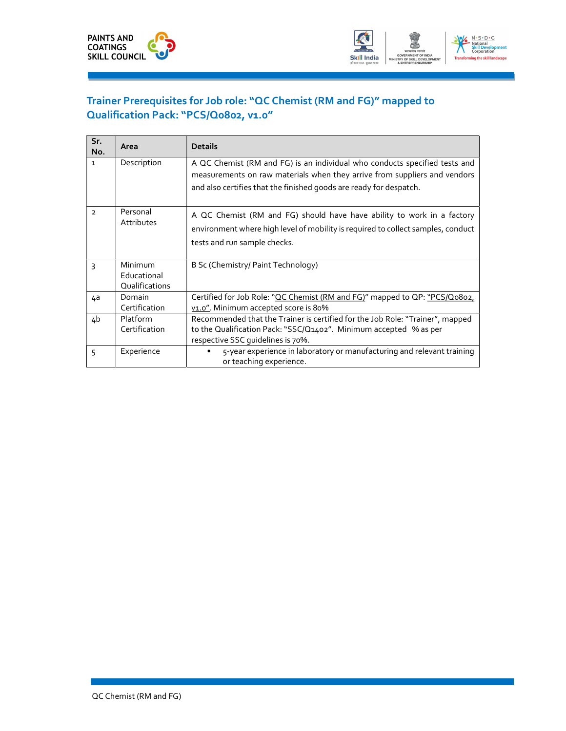## Trainer Prerequisites for Job role: "QC Chemist (RM and FG)" mapped to Qualification Pack: "PCS/Q0802, v1.0"

| Sr. No. | Area | Details |
|---|---|---|
| 1 | Description | A QC Chemist (RM and FG) is an individual who conducts specified tests and measurements on raw materials when they arrive from suppliers and vendors and also certifies that the finished goods are ready for despatch. |
| 2 | Personal Attributes | A QC Chemist (RM and FG) should have have ability to work in a factory environment where high level of mobility is required to collect samples, conduct tests and run sample checks. |
| 3 | Minimum Educational Qualifications | B Sc (Chemistry/ Paint Technology) |
| 4a | Domain Certification | Certified for Job Role: "QC Chemist (RM and FG)" mapped to QP: "PCS/Q0802, v1.0". Minimum accepted score is 80% |
| 4b | Platform Certification | Recommended that the Trainer is certified for the Job Role: "Trainer", mapped to the Qualification Pack: "SSC/Q1402". Minimum accepted % as per respective SSC guidelines is 70%. |
| 5 | Experience | • 5-year experience in laboratory or manufacturing and relevant training or teaching experience. |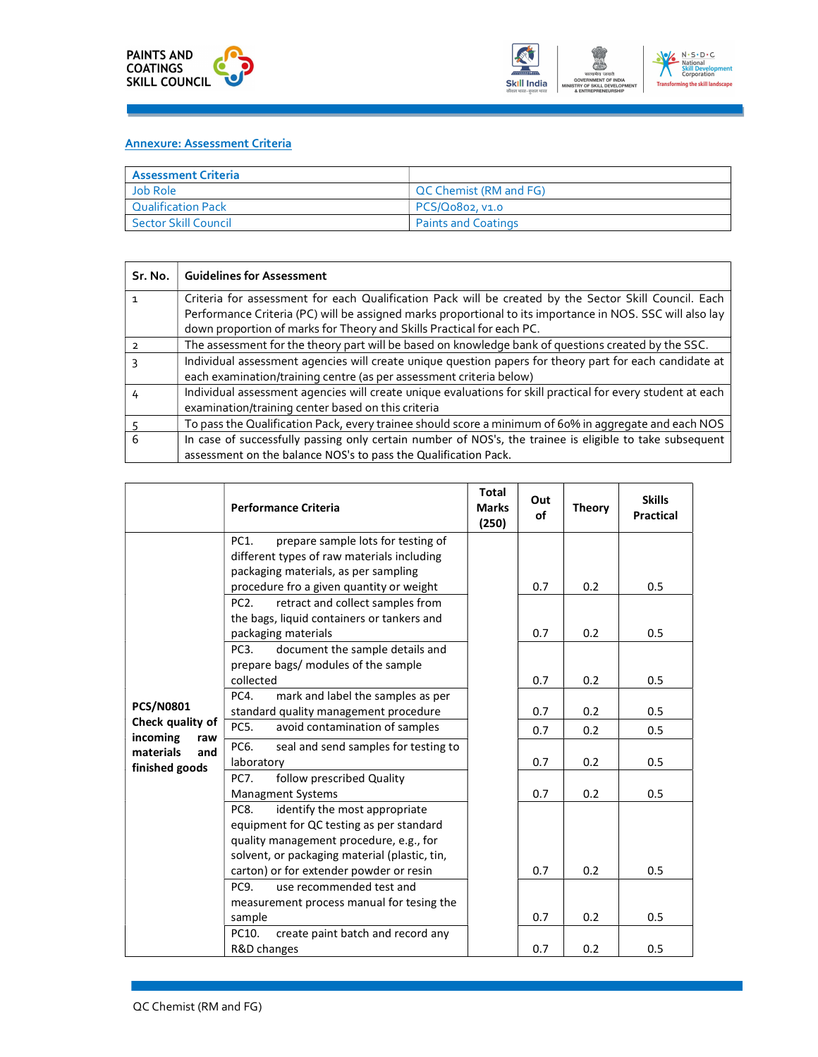## Annexure: Assessment Criteria

| Assessment Criteria | |
|---|---|
| Job Role | QC Chemist (RM and FG) |
| Qualification Pack | PCS/Q0802, v1.0 |
| Sector Skill Council | Paints and Coatings |

| Sr. No. | Guidelines for Assessment |
|---|---|
| 1 | Criteria for assessment for each Qualification Pack will be created by the Sector Skill Council. Each Performance Criteria (PC) will be assigned marks proportional to its importance in NOS. SSC will also lay down proportion of marks for Theory and Skills Practical for each PC. |
| 2 | The assessment for the theory part will be based on knowledge bank of questions created by the SSC. |
| 3 | Individual assessment agencies will create unique question papers for theory part for each candidate at each examination/training centre (as per assessment criteria below) |
| 4 | Individual assessment agencies will create unique evaluations for skill practical for every student at each examination/training center based on this criteria |
| 5 | To pass the Qualification Pack, every trainee should score a minimum of 60% in aggregate and each NOS |
| 6 | In case of successfully passing only certain number of NOS's, the trainee is eligible to take subsequent assessment on the balance NOS's to pass the Qualification Pack. |

| | Performance Criteria | Total Marks (250) | Out of | Theory | Skills Practical |
|---|---|---|---|---|---|
| **PCS/N0801 Check quality of incoming raw materials and finished goods** | PC1. prepare sample lots for testing of different types of raw materials including packaging materials, as per sampling procedure fro a given quantity or weight | | 0.7 | 0.2 | 0.5 |
| | PC2. retract and collect samples from the bags, liquid containers or tankers and packaging materials | | 0.7 | 0.2 | 0.5 |
| | PC3. document the sample details and prepare bags/ modules of the sample collected | | 0.7 | 0.2 | 0.5 |
| | PC4. mark and label the samples as per standard quality management procedure | | 0.7 | 0.2 | 0.5 |
| | PC5. avoid contamination of samples | | 0.7 | 0.2 | 0.5 |
| | PC6. seal and send samples for testing to laboratory | | 0.7 | 0.2 | 0.5 |
| | PC7. follow prescribed Quality Managment Systems | | 0.7 | 0.2 | 0.5 |
| | PC8. identify the most appropriate equipment for QC testing as per standard quality management procedure, e.g., for solvent, or packaging material (plastic, tin, carton) or for extender powder or resin | | 0.7 | 0.2 | 0.5 |
| | PC9. use recommended test and measurement process manual for tesing the sample | | 0.7 | 0.2 | 0.5 |
| | PC10. create paint batch and record any R&D changes | | 0.7 | 0.2 | 0.5 |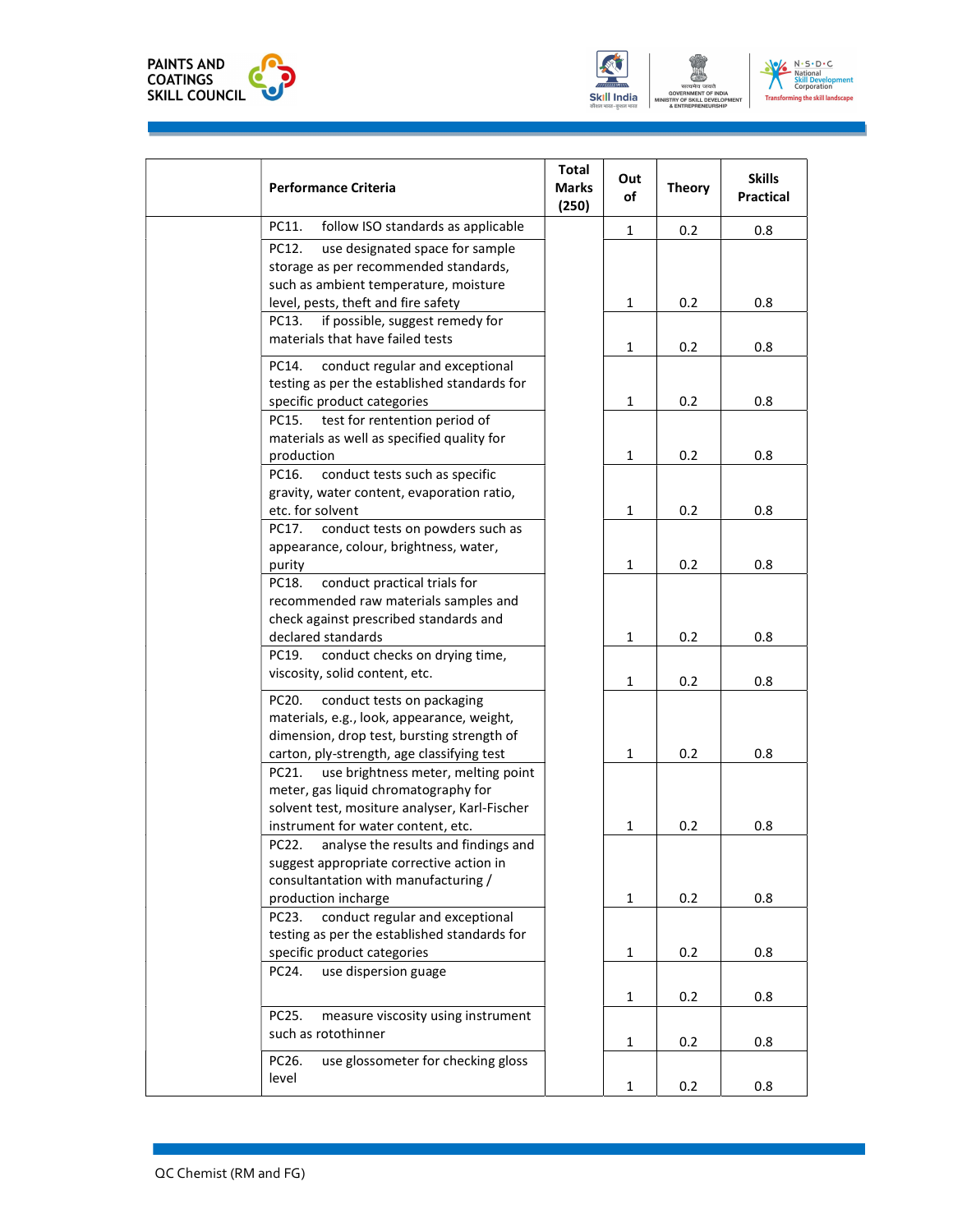| | Performance Criteria | Total Marks (250) | Out of | Theory | Skills Practical |
|---|---|---|---|---|---|
| | PC11. follow ISO standards as applicable | | 1 | 0.2 | 0.8 |
| | PC12. use designated space for sample storage as per recommended standards, such as ambient temperature, moisture level, pests, theft and fire safety | | 1 | 0.2 | 0.8 |
| | PC13. if possible, suggest remedy for materials that have failed tests | | 1 | 0.2 | 0.8 |
| | PC14. conduct regular and exceptional testing as per the established standards for specific product categories | | 1 | 0.2 | 0.8 |
| | PC15. test for rentention period of materials as well as specified quality for production | | 1 | 0.2 | 0.8 |
| | PC16. conduct tests such as specific gravity, water content, evaporation ratio, etc. for solvent | | 1 | 0.2 | 0.8 |
| | PC17. conduct tests on powders such as appearance, colour, brightness, water, purity | | 1 | 0.2 | 0.8 |
| | PC18. conduct practical trials for recommended raw materials samples and check against prescribed standards and declared standards | | 1 | 0.2 | 0.8 |
| | PC19. conduct checks on drying time, viscosity, solid content, etc. | | 1 | 0.2 | 0.8 |
| | PC20. conduct tests on packaging materials, e.g., look, appearance, weight, dimension, drop test, bursting strength of carton, ply-strength, age classifying test | | 1 | 0.2 | 0.8 |
| | PC21. use brightness meter, melting point meter, gas liquid chromatography for solvent test, mositure analyser, Karl-Fischer instrument for water content, etc. | | 1 | 0.2 | 0.8 |
| | PC22. analyse the results and findings and suggest appropriate corrective action in consultantation with manufacturing / production incharge | | 1 | 0.2 | 0.8 |
| | PC23. conduct regular and exceptional testing as per the established standards for specific product categories | | 1 | 0.2 | 0.8 |
| | PC24. use dispersion guage | | 1 | 0.2 | 0.8 |
| | PC25. measure viscosity using instrument such as rotothinner | | 1 | 0.2 | 0.8 |
| | PC26. use glossometer for checking gloss level | | 1 | 0.2 | 0.8 |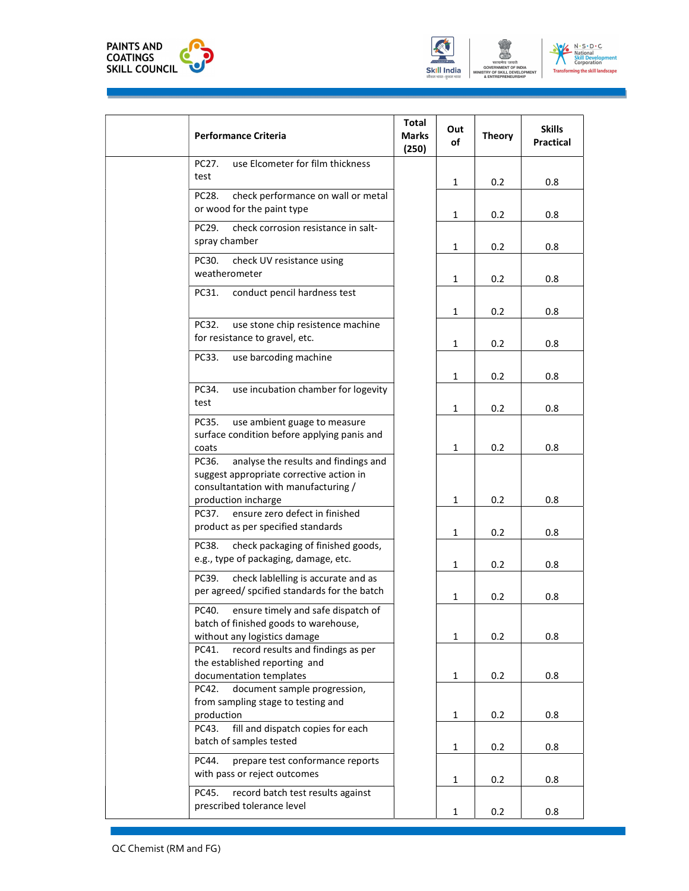| | Performance Criteria | Total Marks (250) | Out of | Theory | Skills Practical |
|---|---|---|---|---|---|
| | PC27. use Elcometer for film thickness test | | 1 | 0.2 | 0.8 |
| | PC28. check performance on wall or metal or wood for the paint type | | 1 | 0.2 | 0.8 |
| | PC29. check corrosion resistance in salt-spray chamber | | 1 | 0.2 | 0.8 |
| | PC30. check UV resistance using weatherometer | | 1 | 0.2 | 0.8 |
| | PC31. conduct pencil hardness test | | 1 | 0.2 | 0.8 |
| | PC32. use stone chip resistence machine for resistance to gravel, etc. | | 1 | 0.2 | 0.8 |
| | PC33. use barcoding machine | | 1 | 0.2 | 0.8 |
| | PC34. use incubation chamber for logevity test | | 1 | 0.2 | 0.8 |
| | PC35. use ambient guage to measure surface condition before applying panis and coats | | 1 | 0.2 | 0.8 |
| | PC36. analyse the results and findings and suggest appropriate corrective action in consultantation with manufacturing / production incharge | | 1 | 0.2 | 0.8 |
| | PC37. ensure zero defect in finished product as per specified standards | | 1 | 0.2 | 0.8 |
| | PC38. check packaging of finished goods, e.g., type of packaging, damage, etc. | | 1 | 0.2 | 0.8 |
| | PC39. check lablelling is accurate and as per agreed/ spcified standards for the batch | | 1 | 0.2 | 0.8 |
| | PC40. ensure timely and safe dispatch of batch of finished goods to warehouse, without any logistics damage | | 1 | 0.2 | 0.8 |
| | PC41. record results and findings as per the established reporting and documentation templates | | 1 | 0.2 | 0.8 |
| | PC42. document sample progression, from sampling stage to testing and production | | 1 | 0.2 | 0.8 |
| | PC43. fill and dispatch copies for each batch of samples tested | | 1 | 0.2 | 0.8 |
| | PC44. prepare test conformance reports with pass or reject outcomes | | 1 | 0.2 | 0.8 |
| | PC45. record batch test results against prescribed tolerance level | | 1 | 0.2 | 0.8 |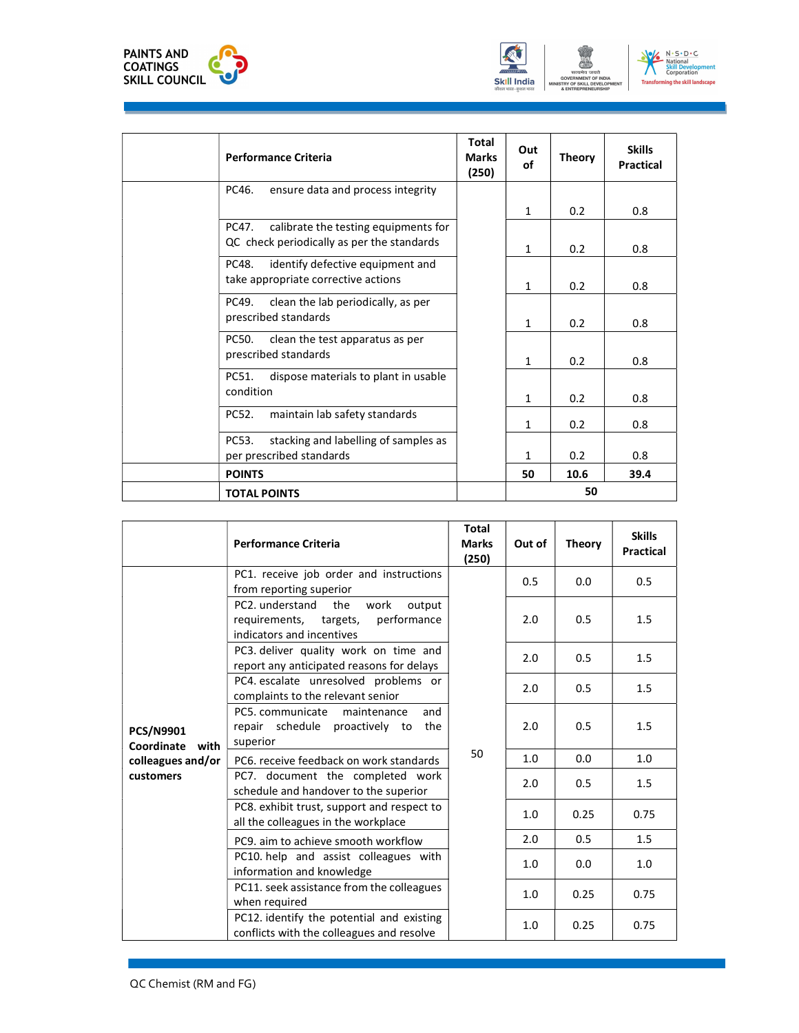| | Performance Criteria | Total Marks (250) | Out of | Theory | Skills Practical |
|---|---|---|---|---|---|
| | PC46. ensure data and process integrity | | 1 | 0.2 | 0.8 |
| | PC47. calibrate the testing equipments for QC check periodically as per the standards | | 1 | 0.2 | 0.8 |
| | PC48. identify defective equipment and take appropriate corrective actions | | 1 | 0.2 | 0.8 |
| | PC49. clean the lab periodically, as per prescribed standards | | 1 | 0.2 | 0.8 |
| | PC50. clean the test apparatus as per prescribed standards | | 1 | 0.2 | 0.8 |
| | PC51. dispose materials to plant in usable condition | | 1 | 0.2 | 0.8 |
| | PC52. maintain lab safety standards | | 1 | 0.2 | 0.8 |
| | PC53. stacking and labelling of samples as per prescribed standards | | 1 | 0.2 | 0.8 |
| | **POINTS** | | **50** | **10.6** | **39.4** |
| | **TOTAL POINTS** | | **50** | | |

| | Performance Criteria | Total Marks (250) | Out of | Theory | Skills Practical |
|---|---|---|---|---|---|
| **PCS/N9901 Coordinate with colleagues and/or customers** | PC1. receive job order and instructions from reporting superior | 50 | 0.5 | 0.0 | 0.5 |
| | PC2. understand the work output requirements, targets, performance indicators and incentives | | 2.0 | 0.5 | 1.5 |
| | PC3. deliver quality work on time and report any anticipated reasons for delays | | 2.0 | 0.5 | 1.5 |
| | PC4. escalate unresolved problems or complaints to the relevant senior | | 2.0 | 0.5 | 1.5 |
| | PC5. communicate maintenance and repair schedule proactively to the superior | | 2.0 | 0.5 | 1.5 |
| | PC6. receive feedback on work standards | | 1.0 | 0.0 | 1.0 |
| | PC7. document the completed work schedule and handover to the superior | | 2.0 | 0.5 | 1.5 |
| | PC8. exhibit trust, support and respect to all the colleagues in the workplace | | 1.0 | 0.25 | 0.75 |
| | PC9. aim to achieve smooth workflow | | 2.0 | 0.5 | 1.5 |
| | PC10. help and assist colleagues with information and knowledge | | 1.0 | 0.0 | 1.0 |
| | PC11. seek assistance from the colleagues when required | | 1.0 | 0.25 | 0.75 |
| | PC12. identify the potential and existing conflicts with the colleagues and resolve | | 1.0 | 0.25 | 0.75 |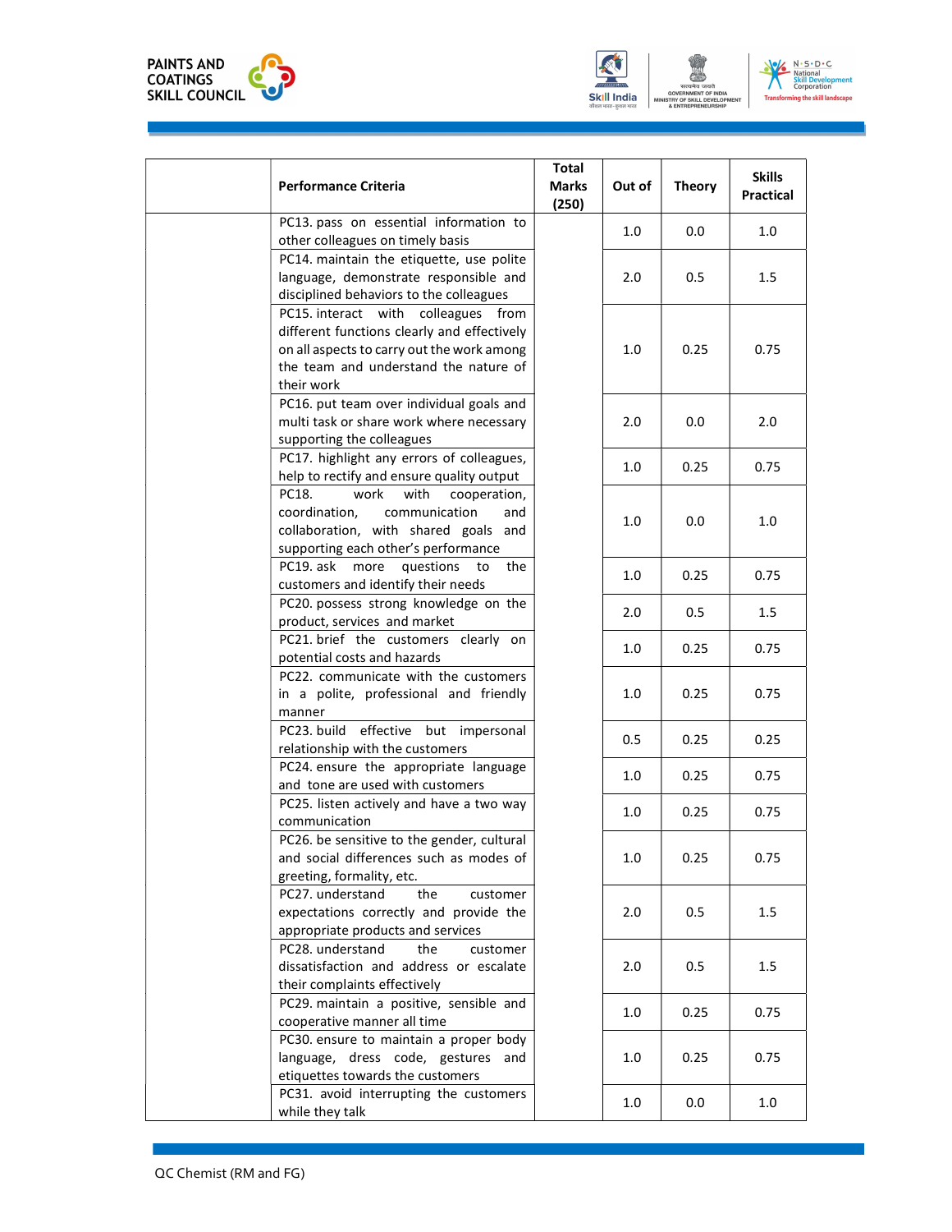| | Performance Criteria | Total Marks (250) | Out of | Theory | Skills Practical |
|---|---|---|---|---|---|
| | PC13. pass on essential information to other colleagues on timely basis | | 1.0 | 0.0 | 1.0 |
| | PC14. maintain the etiquette, use polite language, demonstrate responsible and disciplined behaviors to the colleagues | | 2.0 | 0.5 | 1.5 |
| | PC15. interact with colleagues from different functions clearly and effectively on all aspects to carry out the work among the team and understand the nature of their work | | 1.0 | 0.25 | 0.75 |
| | PC16. put team over individual goals and multi task or share work where necessary supporting the colleagues | | 2.0 | 0.0 | 2.0 |
| | PC17. highlight any errors of colleagues, help to rectify and ensure quality output | | 1.0 | 0.25 | 0.75 |
| | PC18. work with cooperation, coordination, communication and collaboration, with shared goals and supporting each other's performance | | 1.0 | 0.0 | 1.0 |
| | PC19. ask more questions to the customers and identify their needs | | 1.0 | 0.25 | 0.75 |
| | PC20. possess strong knowledge on the product, services and market | | 2.0 | 0.5 | 1.5 |
| | PC21. brief the customers clearly on potential costs and hazards | | 1.0 | 0.25 | 0.75 |
| | PC22. communicate with the customers in a polite, professional and friendly manner | | 1.0 | 0.25 | 0.75 |
| | PC23. build effective but impersonal relationship with the customers | | 0.5 | 0.25 | 0.25 |
| | PC24. ensure the appropriate language and tone are used with customers | | 1.0 | 0.25 | 0.75 |
| | PC25. listen actively and have a two way communication | | 1.0 | 0.25 | 0.75 |
| | PC26. be sensitive to the gender, cultural and social differences such as modes of greeting, formality, etc. | | 1.0 | 0.25 | 0.75 |
| | PC27. understand the customer expectations correctly and provide the appropriate products and services | | 2.0 | 0.5 | 1.5 |
| | PC28. understand the customer dissatisfaction and address or escalate their complaints effectively | | 2.0 | 0.5 | 1.5 |
| | PC29. maintain a positive, sensible and cooperative manner all time | | 1.0 | 0.25 | 0.75 |
| | PC30. ensure to maintain a proper body language, dress code, gestures and etiquettes towards the customers | | 1.0 | 0.25 | 0.75 |
| | PC31. avoid interrupting the customers while they talk | | 1.0 | 0.0 | 1.0 |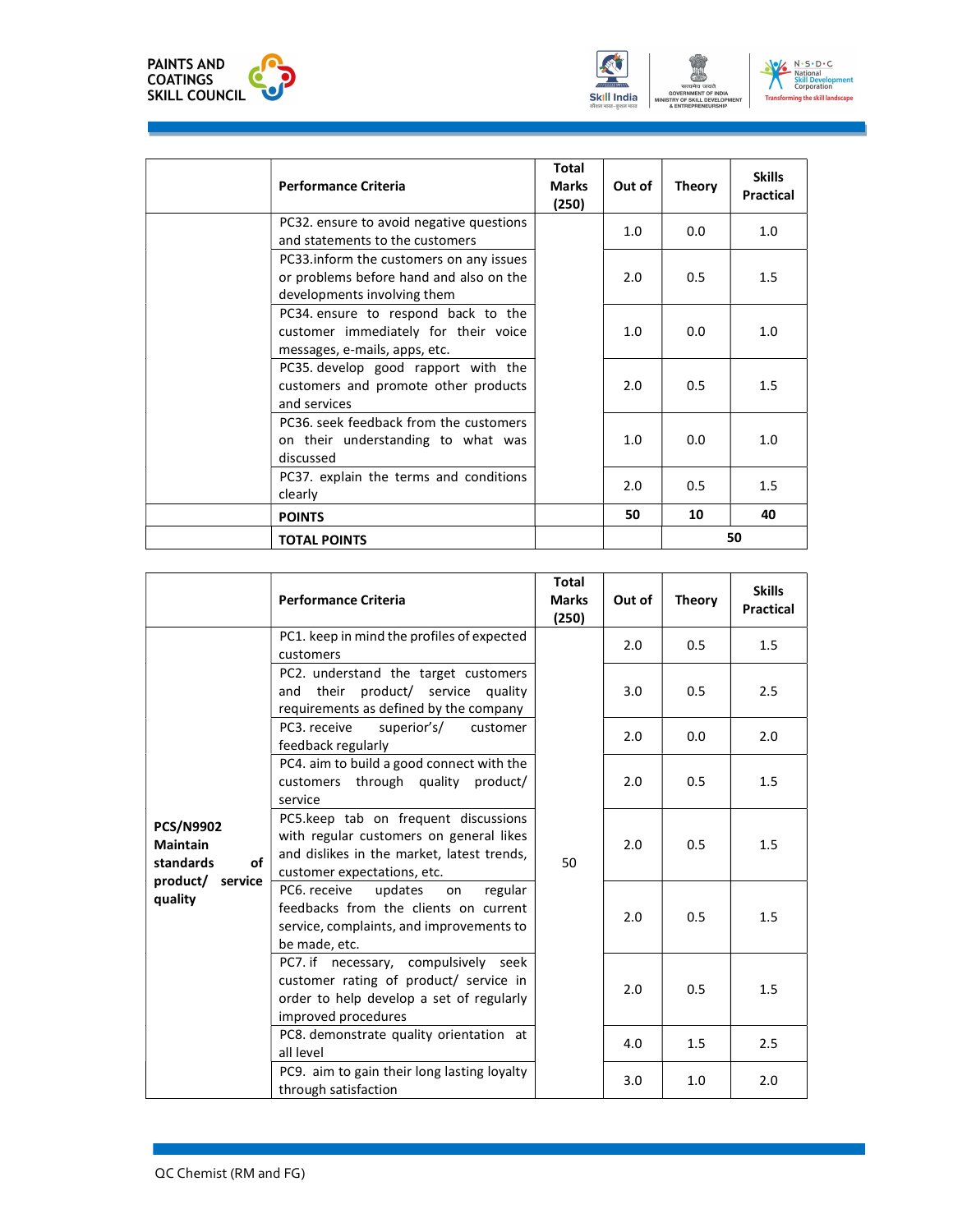| | Performance Criteria | Total Marks (250) | Out of | Theory | Skills Practical |
|---|---|---|---|---|---|
| | PC32. ensure to avoid negative questions and statements to the customers | | 1.0 | 0.0 | 1.0 |
| | PC33.inform the customers on any issues or problems before hand and also on the developments involving them | | 2.0 | 0.5 | 1.5 |
| | PC34. ensure to respond back to the customer immediately for their voice messages, e-mails, apps, etc. | | 1.0 | 0.0 | 1.0 |
| | PC35. develop good rapport with the customers and promote other products and services | | 2.0 | 0.5 | 1.5 |
| | PC36. seek feedback from the customers on their understanding to what was discussed | | 1.0 | 0.0 | 1.0 |
| | PC37. explain the terms and conditions clearly | | 2.0 | 0.5 | 1.5 |
| | **POINTS** | | **50** | **10** | **40** |
| | **TOTAL POINTS** | | | **50** | |

| | Performance Criteria | Total Marks (250) | Out of | Theory | Skills Practical |
|---|---|---|---|---|---|
| **PCS/N9902 Maintain standards of product/ service quality** | PC1. keep in mind the profiles of expected customers | 50 | 2.0 | 0.5 | 1.5 |
| | PC2. understand the target customers and their product/ service quality requirements as defined by the company | | 3.0 | 0.5 | 2.5 |
| | PC3. receive superior's/ customer feedback regularly | | 2.0 | 0.0 | 2.0 |
| | PC4. aim to build a good connect with the customers through quality product/ service | | 2.0 | 0.5 | 1.5 |
| | PC5.keep tab on frequent discussions with regular customers on general likes and dislikes in the market, latest trends, customer expectations, etc. | | 2.0 | 0.5 | 1.5 |
| | PC6. receive updates on regular feedbacks from the clients on current service, complaints, and improvements to be made, etc. | | 2.0 | 0.5 | 1.5 |
| | PC7. if necessary, compulsively seek customer rating of product/ service in order to help develop a set of regularly improved procedures | | 2.0 | 0.5 | 1.5 |
| | PC8. demonstrate quality orientation at all level | | 4.0 | 1.5 | 2.5 |
| | PC9. aim to gain their long lasting loyalty through satisfaction | | 3.0 | 1.0 | 2.0 |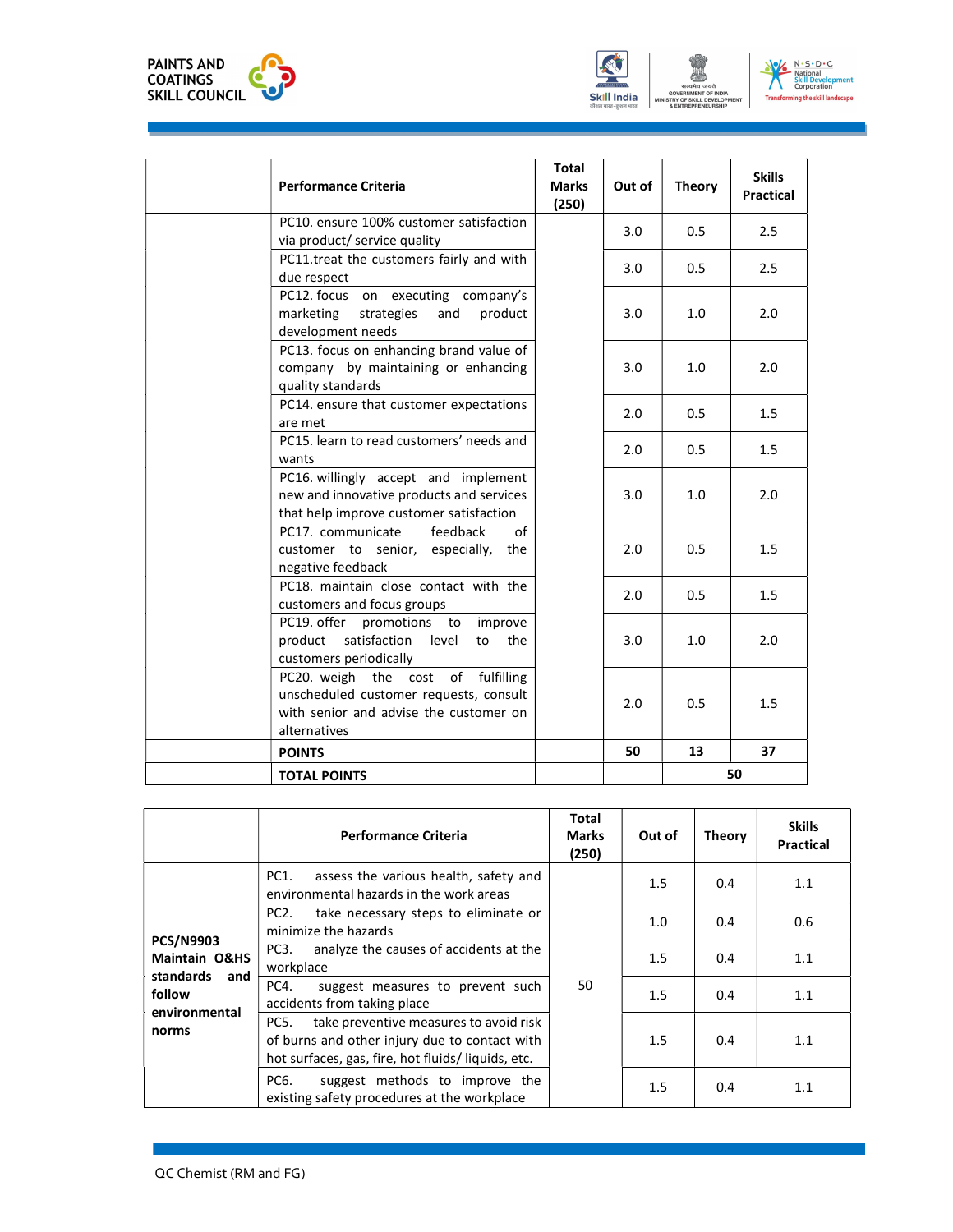| | Performance Criteria | Total Marks (250) | Out of | Theory | Skills Practical |
|---|---|---|---|---|---|
| | PC10. ensure 100% customer satisfaction via product/ service quality | | 3.0 | 0.5 | 2.5 |
| | PC11.treat the customers fairly and with due respect | | 3.0 | 0.5 | 2.5 |
| | PC12. focus on executing company's marketing strategies and product development needs | | 3.0 | 1.0 | 2.0 |
| | PC13. focus on enhancing brand value of company by maintaining or enhancing quality standards | | 3.0 | 1.0 | 2.0 |
| | PC14. ensure that customer expectations are met | | 2.0 | 0.5 | 1.5 |
| | PC15. learn to read customers' needs and wants | | 2.0 | 0.5 | 1.5 |
| | PC16. willingly accept and implement new and innovative products and services that help improve customer satisfaction | | 3.0 | 1.0 | 2.0 |
| | PC17. communicate feedback of customer to senior, especially, the negative feedback | | 2.0 | 0.5 | 1.5 |
| | PC18. maintain close contact with the customers and focus groups | | 2.0 | 0.5 | 1.5 |
| | PC19. offer promotions to improve product satisfaction level to the customers periodically | | 3.0 | 1.0 | 2.0 |
| | PC20. weigh the cost of fulfilling unscheduled customer requests, consult with senior and advise the customer on alternatives | | 2.0 | 0.5 | 1.5 |
| | **POINTS** | | **50** | **13** | **37** |
| | **TOTAL POINTS** | | | **50** | |

| | Performance Criteria | Total Marks (250) | Out of | Theory | Skills Practical |
|---|---|---|---|---|---|
| **PCS/N9903 Maintain O&HS standards and follow environmental norms** | PC1. assess the various health, safety and environmental hazards in the work areas | 50 | 1.5 | 0.4 | 1.1 |
| | PC2. take necessary steps to eliminate or minimize the hazards | | 1.0 | 0.4 | 0.6 |
| | PC3. analyze the causes of accidents at the workplace | | 1.5 | 0.4 | 1.1 |
| | PC4. suggest measures to prevent such accidents from taking place | | 1.5 | 0.4 | 1.1 |
| | PC5. take preventive measures to avoid risk of burns and other injury due to contact with hot surfaces, gas, fire, hot fluids/ liquids, etc. | | 1.5 | 0.4 | 1.1 |
| | PC6. suggest methods to improve the existing safety procedures at the workplace | | 1.5 | 0.4 | 1.1 |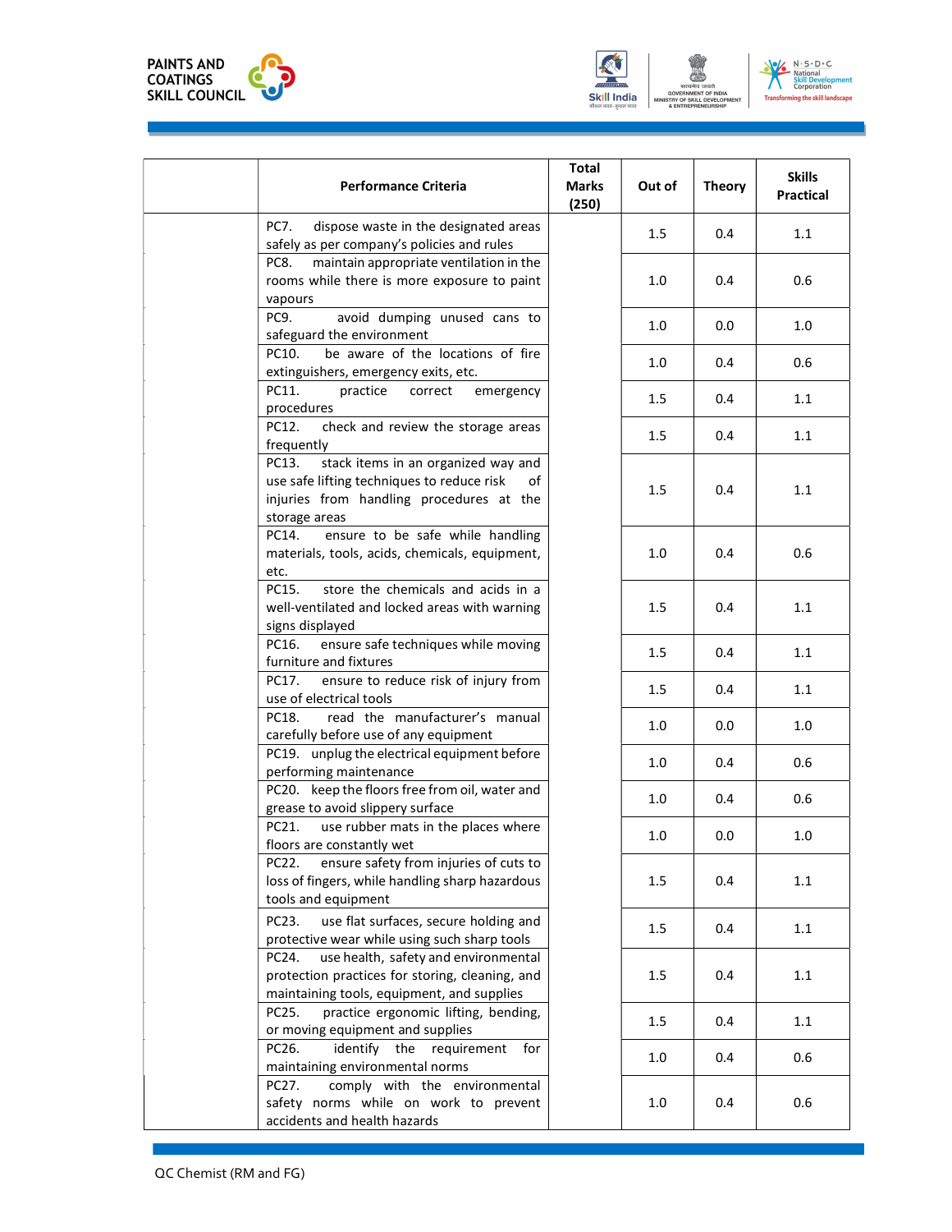| | Performance Criteria | Total Marks (250) | Out of | Theory | Skills Practical |
|---|---|---|---|---|---|
| | PC7. dispose waste in the designated areas safely as per company's policies and rules | | 1.5 | 0.4 | 1.1 |
| | PC8. maintain appropriate ventilation in the rooms while there is more exposure to paint vapours | | 1.0 | 0.4 | 0.6 |
| | PC9. avoid dumping unused cans to safeguard the environment | | 1.0 | 0.0 | 1.0 |
| | PC10. be aware of the locations of fire extinguishers, emergency exits, etc. | | 1.0 | 0.4 | 0.6 |
| | PC11. practice correct emergency procedures | | 1.5 | 0.4 | 1.1 |
| | PC12. check and review the storage areas frequently | | 1.5 | 0.4 | 1.1 |
| | PC13. stack items in an organized way and use safe lifting techniques to reduce risk of injuries from handling procedures at the storage areas | | 1.5 | 0.4 | 1.1 |
| | PC14. ensure to be safe while handling materials, tools, acids, chemicals, equipment, etc. | | 1.0 | 0.4 | 0.6 |
| | PC15. store the chemicals and acids in a well-ventilated and locked areas with warning signs displayed | | 1.5 | 0.4 | 1.1 |
| | PC16. ensure safe techniques while moving furniture and fixtures | | 1.5 | 0.4 | 1.1 |
| | PC17. ensure to reduce risk of injury from use of electrical tools | | 1.5 | 0.4 | 1.1 |
| | PC18. read the manufacturer's manual carefully before use of any equipment | | 1.0 | 0.0 | 1.0 |
| | PC19. unplug the electrical equipment before performing maintenance | | 1.0 | 0.4 | 0.6 |
| | PC20. keep the floors free from oil, water and grease to avoid slippery surface | | 1.0 | 0.4 | 0.6 |
| | PC21. use rubber mats in the places where floors are constantly wet | | 1.0 | 0.0 | 1.0 |
| | PC22. ensure safety from injuries of cuts to loss of fingers, while handling sharp hazardous tools and equipment | | 1.5 | 0.4 | 1.1 |
| | PC23. use flat surfaces, secure holding and protective wear while using such sharp tools | | 1.5 | 0.4 | 1.1 |
| | PC24. use health, safety and environmental protection practices for storing, cleaning, and maintaining tools, equipment, and supplies | | 1.5 | 0.4 | 1.1 |
| | PC25. practice ergonomic lifting, bending, or moving equipment and supplies | | 1.5 | 0.4 | 1.1 |
| | PC26. identify the requirement for maintaining environmental norms | | 1.0 | 0.4 | 0.6 |
| | PC27. comply with the environmental safety norms while on work to prevent accidents and health hazards | | 1.0 | 0.4 | 0.6 |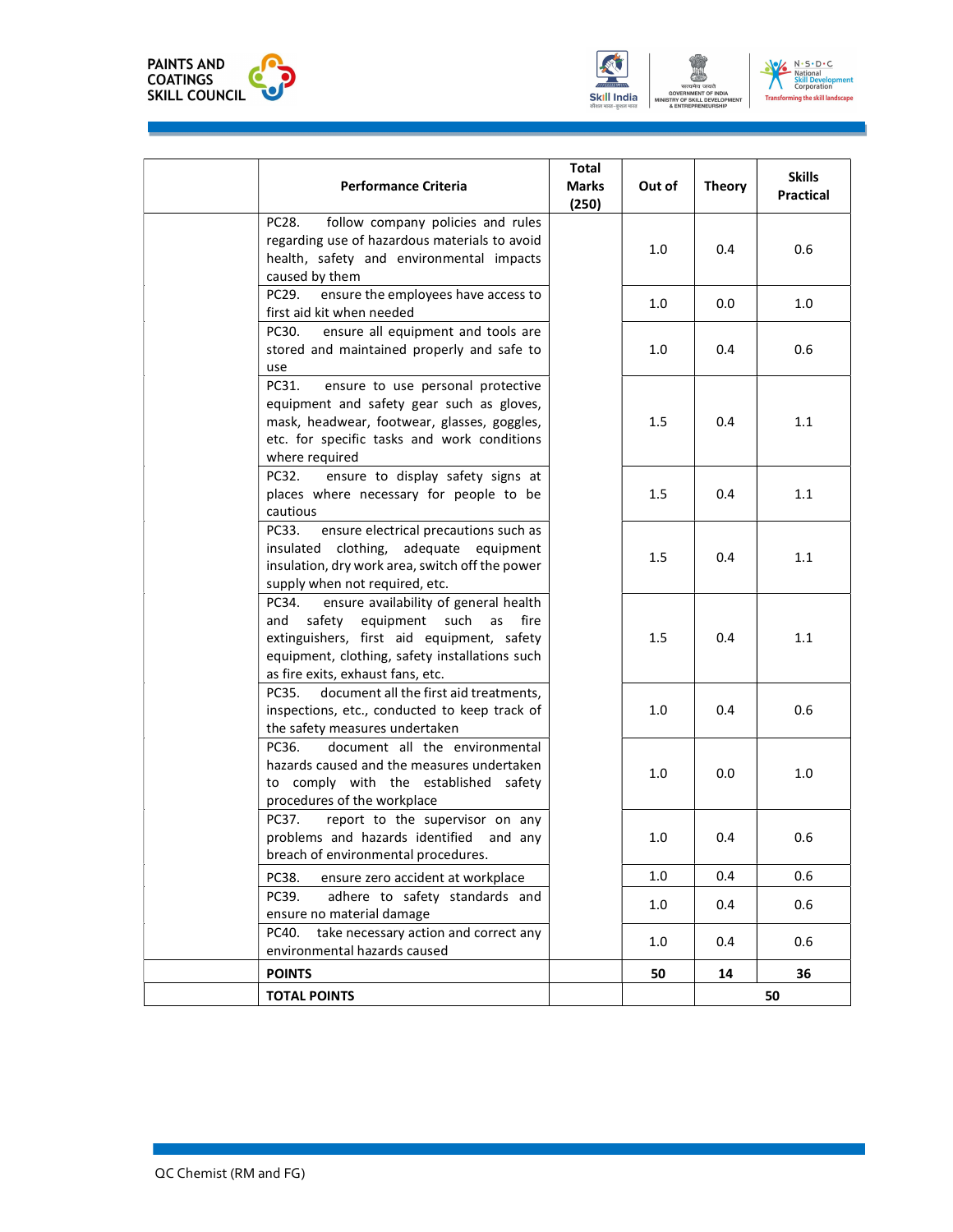|  | Performance Criteria | Total Marks (250) | Out of | Theory | Skills Practical |
|---|---|---|---|---|---|
|  | PC28. follow company policies and rules regarding use of hazardous materials to avoid health, safety and environmental impacts caused by them |  | 1.0 | 0.4 | 0.6 |
|  | PC29. ensure the employees have access to first aid kit when needed |  | 1.0 | 0.0 | 1.0 |
|  | PC30. ensure all equipment and tools are stored and maintained properly and safe to use |  | 1.0 | 0.4 | 0.6 |
|  | PC31. ensure to use personal protective equipment and safety gear such as gloves, mask, headwear, footwear, glasses, goggles, etc. for specific tasks and work conditions where required |  | 1.5 | 0.4 | 1.1 |
|  | PC32. ensure to display safety signs at places where necessary for people to be cautious |  | 1.5 | 0.4 | 1.1 |
|  | PC33. ensure electrical precautions such as insulated clothing, adequate equipment insulation, dry work area, switch off the power supply when not required, etc. |  | 1.5 | 0.4 | 1.1 |
|  | PC34. ensure availability of general health and safety equipment such as fire extinguishers, first aid equipment, safety equipment, clothing, safety installations such as fire exits, exhaust fans, etc. |  | 1.5 | 0.4 | 1.1 |
|  | PC35. document all the first aid treatments, inspections, etc., conducted to keep track of the safety measures undertaken |  | 1.0 | 0.4 | 0.6 |
|  | PC36. document all the environmental hazards caused and the measures undertaken to comply with the established safety procedures of the workplace |  | 1.0 | 0.0 | 1.0 |
|  | PC37. report to the supervisor on any problems and hazards identified and any breach of environmental procedures. |  | 1.0 | 0.4 | 0.6 |
|  | PC38. ensure zero accident at workplace |  | 1.0 | 0.4 | 0.6 |
|  | PC39. adhere to safety standards and ensure no material damage |  | 1.0 | 0.4 | 0.6 |
|  | PC40. take necessary action and correct any environmental hazards caused |  | 1.0 | 0.4 | 0.6 |
|  | **POINTS** |  | **50** | **14** | **36** |
|  | **TOTAL POINTS** |  |  | **50** |  |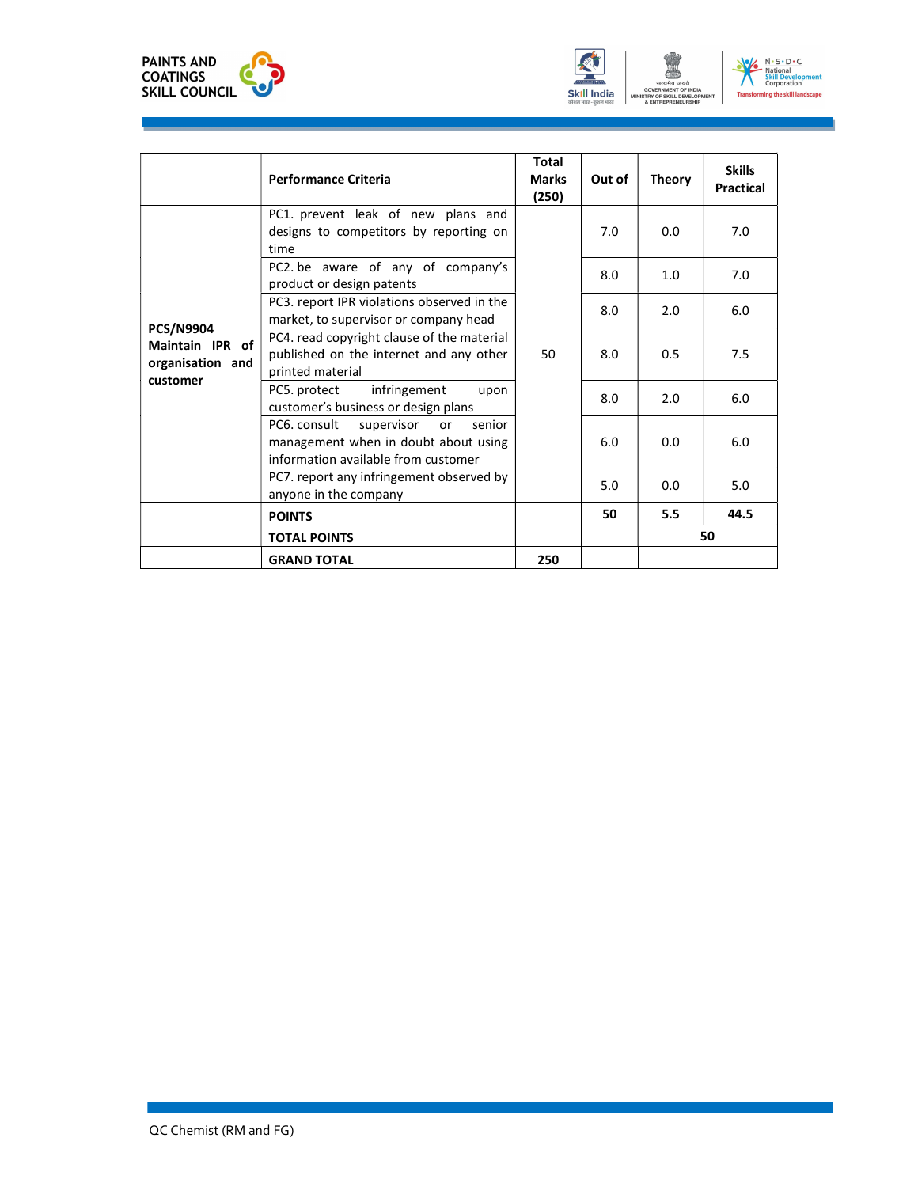| | Performance Criteria | Total Marks (250) | Out of | Theory | Skills Practical |
|---|---|---|---|---|---|
| **PCS/N9904 Maintain IPR of organisation and customer** | PC1. prevent leak of new plans and designs to competitors by reporting on time | 50 | 7.0 | 0.0 | 7.0 |
| | PC2. be aware of any of company's product or design patents | | 8.0 | 1.0 | 7.0 |
| | PC3. report IPR violations observed in the market, to supervisor or company head | | 8.0 | 2.0 | 6.0 |
| | PC4. read copyright clause of the material published on the internet and any other printed material | | 8.0 | 0.5 | 7.5 |
| | PC5. protect infringement upon customer's business or design plans | | 8.0 | 2.0 | 6.0 |
| | PC6. consult supervisor or senior management when in doubt about using information available from customer | | 6.0 | 0.0 | 6.0 |
| | PC7. report any infringement observed by anyone in the company | | 5.0 | 0.0 | 5.0 |
| | **POINTS** | | **50** | **5.5** | **44.5** |
| | **TOTAL POINTS** | | | **50** | |
| | **GRAND TOTAL** | **250** | | | |